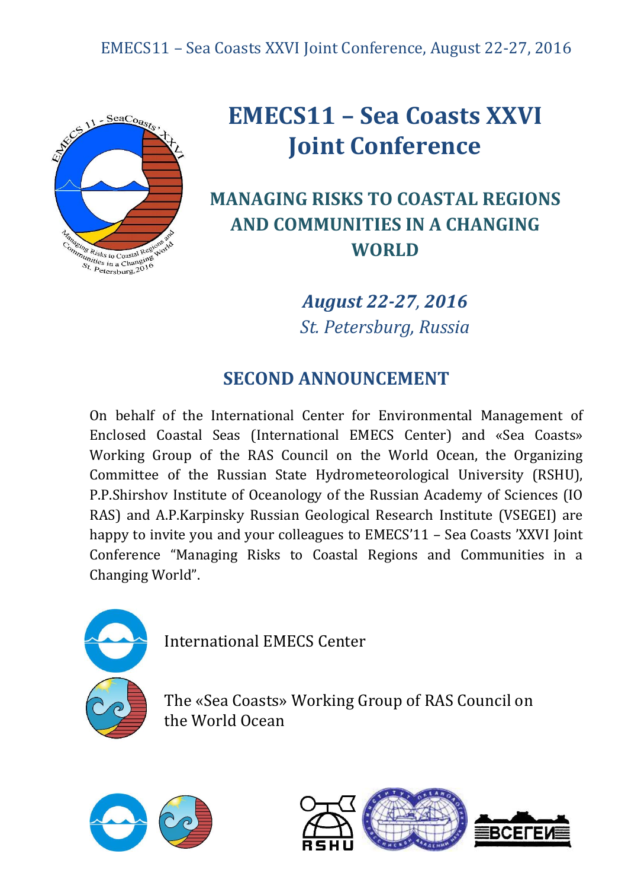# EMECS11 – Sea Coasts XXVI Joint Conference

## MANAGING RISKS TO COASTAL REGIONS AND COMMUNITIES IN A CHANGING WORLD

***August 22-27, 2016***

*St. Petersburg, Russia*

## SECOND ANNOUNCEMENT

On behalf of the International Center for Environmental Management of Enclosed Coastal Seas (International EMECS Center) and «Sea Coasts» Working Group of the RAS Council on the World Ocean, the Organizing Committee of the Russian State Hydrometeorological University (RSHU), P.P.Shirshov Institute of Oceanology of the Russian Academy of Sciences (IO RAS) and A.P.Karpinsky Russian Geological Research Institute (VSEGEI) are happy to invite you and your colleagues to EMECS'11 – Sea Coasts 'XXVI Joint Conference "Managing Risks to Coastal Regions and Communities in a Changing World".

International EMECS Center

The «Sea Coasts» Working Group of RAS Council on the World Ocean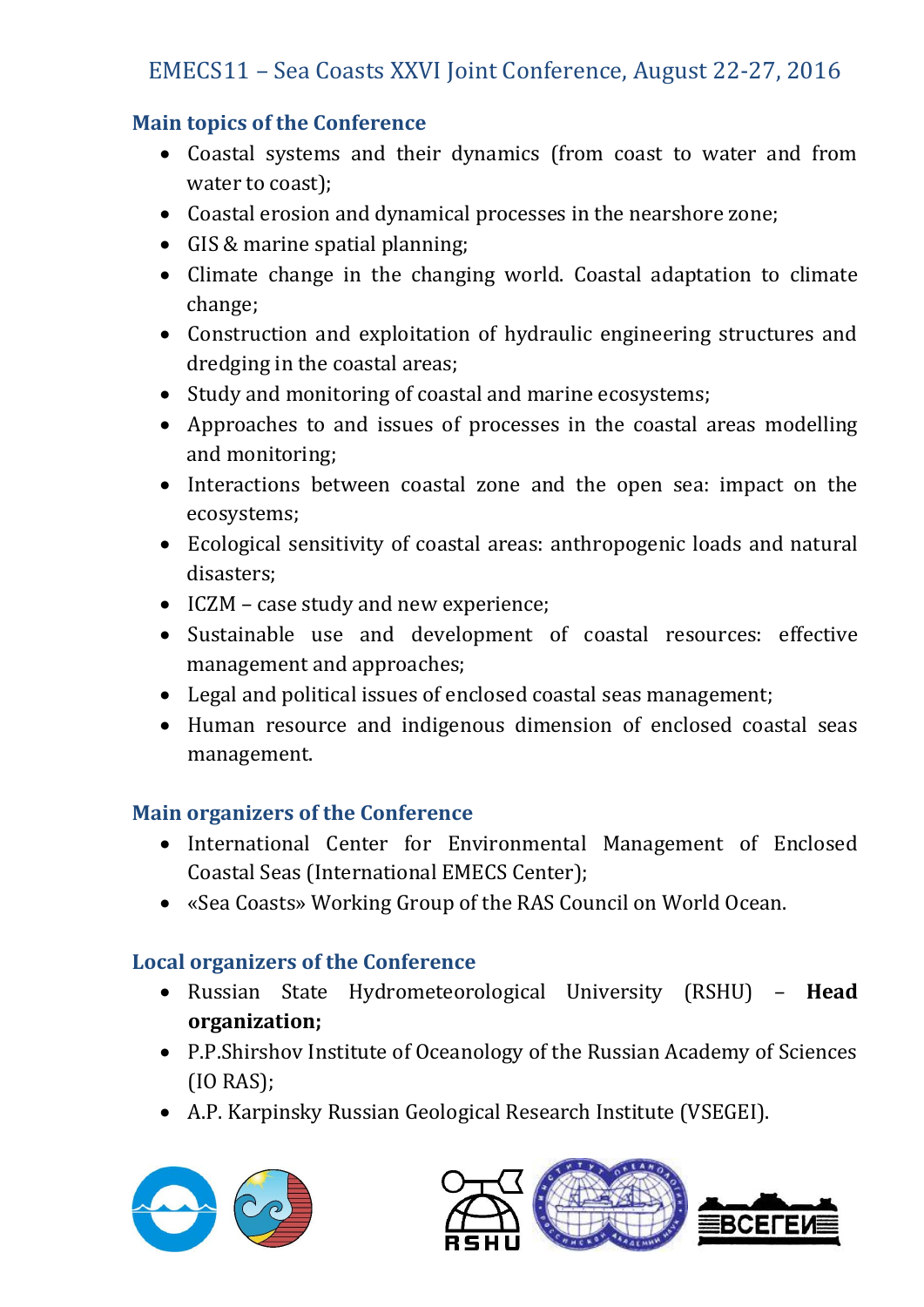EMECS11 – Sea Coasts XXVI Joint Conference, August 22-27, 2016

## Main topics of the Conference

- Coastal systems and their dynamics (from coast to water and from water to coast);
- Coastal erosion and dynamical processes in the nearshore zone;
- GIS & marine spatial planning;
- Climate change in the changing world. Coastal adaptation to climate change;
- Construction and exploitation of hydraulic engineering structures and dredging in the coastal areas;
- Study and monitoring of coastal and marine ecosystems;
- Approaches to and issues of processes in the coastal areas modelling and monitoring;
- Interactions between coastal zone and the open sea: impact on the ecosystems;
- Ecological sensitivity of coastal areas: anthropogenic loads and natural disasters;
- ICZM – case study and new experience;
- Sustainable use and development of coastal resources: effective management and approaches;
- Legal and political issues of enclosed coastal seas management;
- Human resource and indigenous dimension of enclosed coastal seas management.

## Main organizers of the Conference

- International Center for Environmental Management of Enclosed Coastal Seas (International EMECS Center);
- «Sea Coasts» Working Group of the RAS Council on World Ocean.

## Local organizers of the Conference

- Russian State Hydrometeorological University (RSHU) – **Head organization;**
- P.P.Shirshov Institute of Oceanology of the Russian Academy of Sciences (IO RAS);
- A.P. Karpinsky Russian Geological Research Institute (VSEGEI).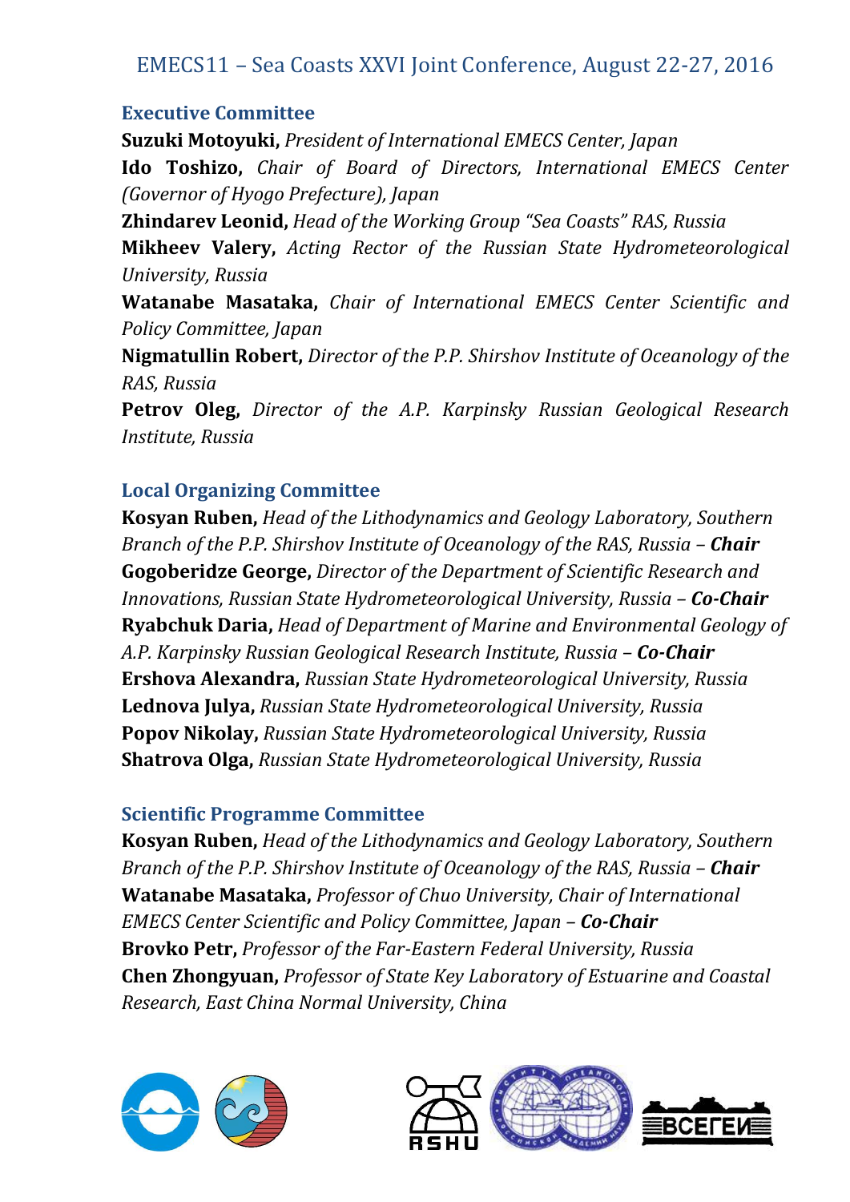## Executive Committee

**Suzuki Motoyuki,** *President of International EMECS Center, Japan*
**Ido Toshizo,** *Chair of Board of Directors, International EMECS Center (Governor of Hyogo Prefecture), Japan*
**Zhindarev Leonid,** *Head of the Working Group "Sea Coasts" RAS, Russia*
**Mikheev Valery,** *Acting Rector of the Russian State Hydrometeorological University, Russia*
**Watanabe Masataka,** *Chair of International EMECS Center Scientific and Policy Committee, Japan*
**Nigmatullin Robert,** *Director of the P.P. Shirshov Institute of Oceanology of the RAS, Russia*
**Petrov Oleg,** *Director of the A.P. Karpinsky Russian Geological Research Institute, Russia*

## Local Organizing Committee

**Kosyan Ruben,** *Head of the Lithodynamics and Geology Laboratory, Southern Branch of the P.P. Shirshov Institute of Oceanology of the RAS, Russia* – ***Chair***
**Gogoberidze George,** *Director of the Department of Scientific Research and Innovations, Russian State Hydrometeorological University, Russia* – ***Co-Chair***
**Ryabchuk Daria,** *Head of Department of Marine and Environmental Geology of A.P. Karpinsky Russian Geological Research Institute, Russia* – ***Co-Chair***
**Ershova Alexandra,** *Russian State Hydrometeorological University, Russia*
**Lednova Julya,** *Russian State Hydrometeorological University, Russia*
**Popov Nikolay,** *Russian State Hydrometeorological University, Russia*
**Shatrova Olga,** *Russian State Hydrometeorological University, Russia*

## Scientific Programme Committee

**Kosyan Ruben,** *Head of the Lithodynamics and Geology Laboratory, Southern Branch of the P.P. Shirshov Institute of Oceanology of the RAS, Russia* – ***Chair***
**Watanabe Masataka,** *Professor of Chuo University, Chair of International EMECS Center Scientific and Policy Committee, Japan* – ***Co-Chair***
**Brovko Petr,** *Professor of the Far-Eastern Federal University, Russia*
**Chen Zhongyuan,** *Professor of State Key Laboratory of Estuarine and Coastal Research, East China Normal University, China*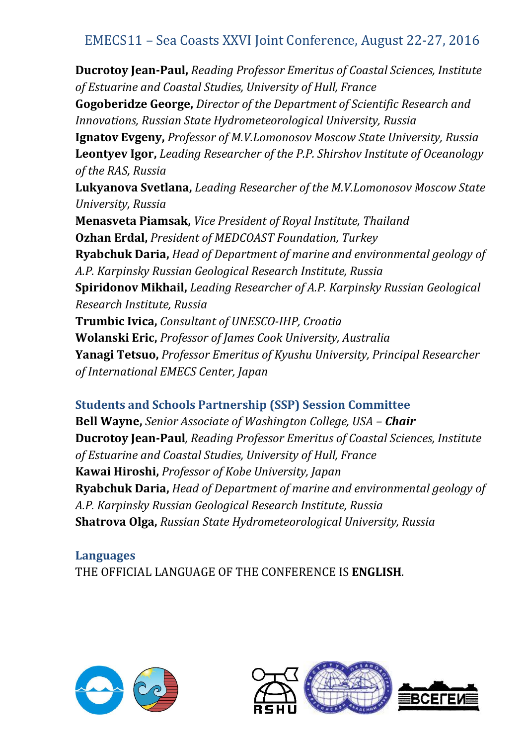**Ducrotoy Jean-Paul,** *Reading Professor Emeritus of Coastal Sciences, Institute of Estuarine and Coastal Studies, University of Hull, France*
**Gogoberidze George,** *Director of the Department of Scientific Research and Innovations, Russian State Hydrometeorological University, Russia*
**Ignatov Evgeny,** *Professor of M.V.Lomonosov Moscow State University, Russia*
**Leontyev Igor,** *Leading Researcher of the P.P. Shirshov Institute of Oceanology of the RAS, Russia*
**Lukyanova Svetlana,** *Leading Researcher of the M.V.Lomonosov Moscow State University, Russia*
**Menasveta Piamsak,** *Vice President of Royal Institute, Thailand*
**Ozhan Erdal,** *President of MEDCOAST Foundation, Turkey*
**Ryabchuk Daria,** *Head of Department of marine and environmental geology of A.P. Karpinsky Russian Geological Research Institute, Russia*
**Spiridonov Mikhail,** *Leading Researcher of A.P. Karpinsky Russian Geological Research Institute, Russia*
**Trumbic Ivica,** *Consultant of UNESCO-IHP, Croatia*
**Wolanski Eric,** *Professor of James Cook University, Australia*
**Yanagi Tetsuo,** *Professor Emeritus of Kyushu University, Principal Researcher of International EMECS Center, Japan*

## Students and Schools Partnership (SSP) Session Committee

**Bell Wayne,** *Senior Associate of Washington College, USA –* ***Chair***
**Ducrotoy Jean-Paul***, Reading Professor Emeritus of Coastal Sciences, Institute of Estuarine and Coastal Studies, University of Hull, France*
**Kawai Hiroshi,** *Professor of Kobe University, Japan*
**Ryabchuk Daria,** *Head of Department of marine and environmental geology of A.P. Karpinsky Russian Geological Research Institute, Russia*
**Shatrova Olga,** *Russian State Hydrometeorological University, Russia*

## Languages

THE OFFICIAL LANGUAGE OF THE CONFERENCE IS **ENGLISH**.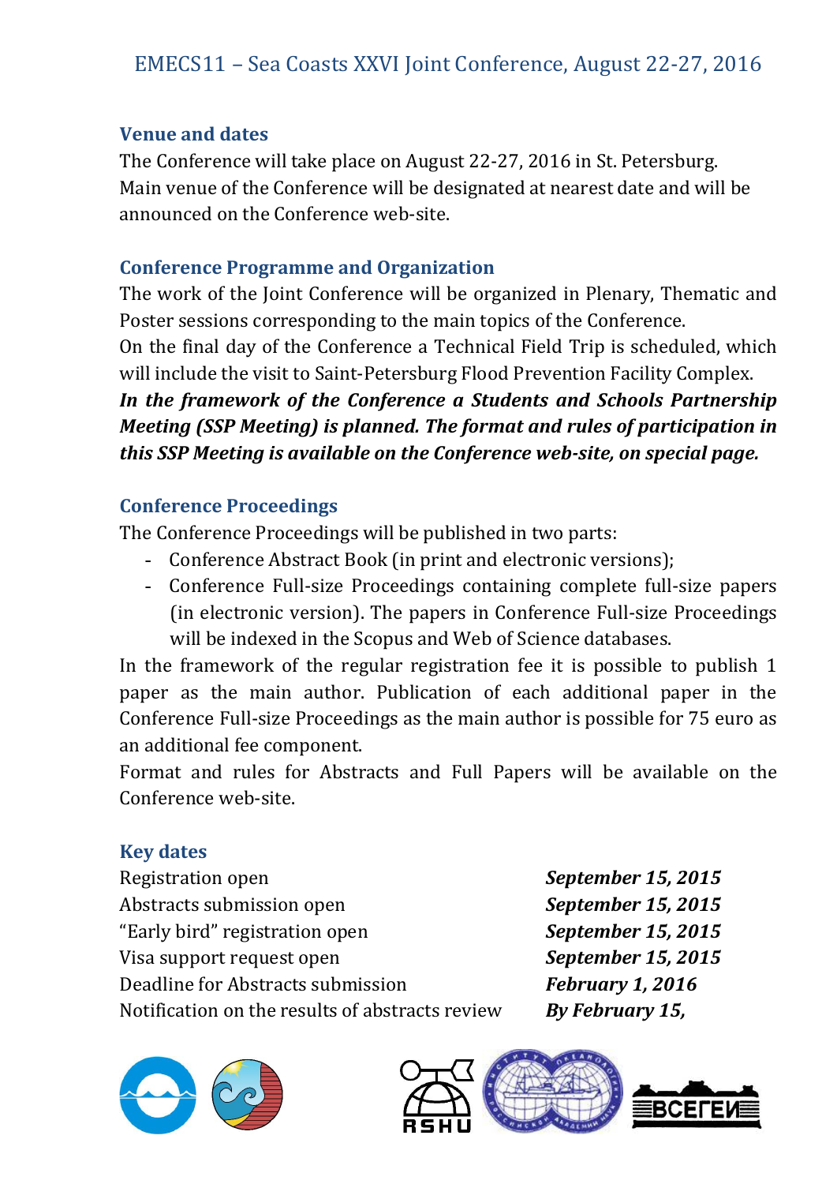## Venue and dates

The Conference will take place on August 22-27, 2016 in St. Petersburg. Main venue of the Conference will be designated at nearest date and will be announced on the Conference web-site.

## Conference Programme and Organization

The work of the Joint Conference will be organized in Plenary, Thematic and Poster sessions corresponding to the main topics of the Conference.

On the final day of the Conference a Technical Field Trip is scheduled, which will include the visit to Saint-Petersburg Flood Prevention Facility Complex.

***In the framework of the Conference a Students and Schools Partnership Meeting (SSP Meeting) is planned. The format and rules of participation in this SSP Meeting is available on the Conference web-site, on special page.***

## Conference Proceedings

The Conference Proceedings will be published in two parts:

- Conference Abstract Book (in print and electronic versions);
- Conference Full-size Proceedings containing complete full-size papers (in electronic version). The papers in Conference Full-size Proceedings will be indexed in the Scopus and Web of Science databases.

In the framework of the regular registration fee it is possible to publish 1 paper as the main author. Publication of each additional paper in the Conference Full-size Proceedings as the main author is possible for 75 euro as an additional fee component.

Format and rules for Abstracts and Full Papers will be available on the Conference web-site.

## Key dates

| | |
|---|---|
| Registration open | ***September 15, 2015*** |
| Abstracts submission open | ***September 15, 2015*** |
| "Early bird" registration open | ***September 15, 2015*** |
| Visa support request open | ***September 15, 2015*** |
| Deadline for Abstracts submission | ***February 1, 2016*** |
| Notification on the results of abstracts review | ***By February 15,*** |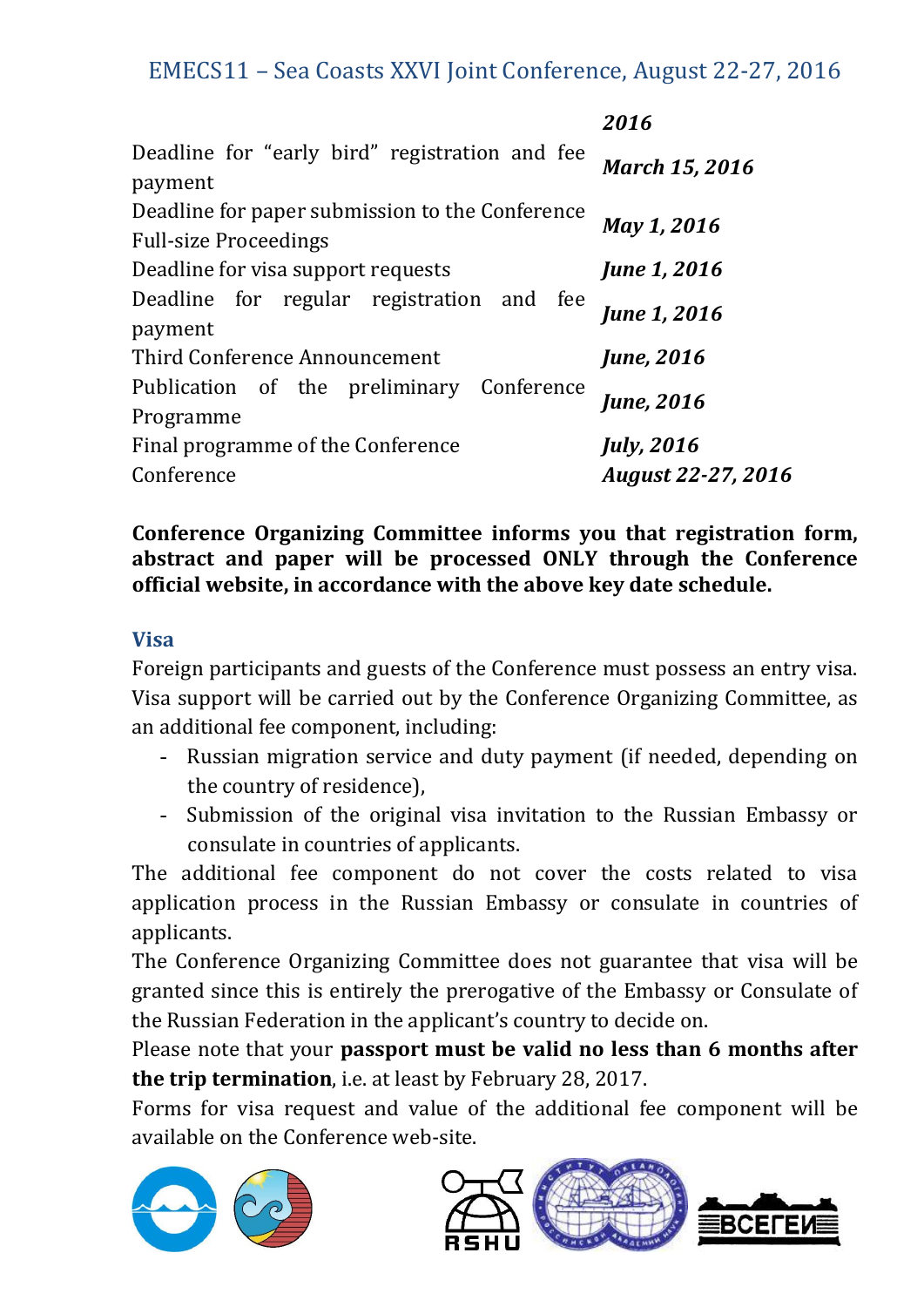| | *2016* |
|---|---|
| Deadline for “early bird” registration and fee payment | ***March 15, 2016*** |
| Deadline for paper submission to the Conference Full-size Proceedings | ***May 1, 2016*** |
| Deadline for visa support requests | ***June 1, 2016*** |
| Deadline for regular registration and fee payment | ***June 1, 2016*** |
| Third Conference Announcement | ***June, 2016*** |
| Publication of the preliminary Conference Programme | ***June, 2016*** |
| Final programme of the Conference | ***July, 2016*** |
| Conference | ***August 22-27, 2016*** |

**Conference Organizing Committee informs you that registration form, abstract and paper will be processed ONLY through the Conference official website, in accordance with the above key date schedule.**

## Visa

Foreign participants and guests of the Conference must possess an entry visa. Visa support will be carried out by the Conference Organizing Committee, as an additional fee component, including:

- Russian migration service and duty payment (if needed, depending on the country of residence),
- Submission of the original visa invitation to the Russian Embassy or consulate in countries of applicants.

The additional fee component do not cover the costs related to visa application process in the Russian Embassy or consulate in countries of applicants.

The Conference Organizing Committee does not guarantee that visa will be granted since this is entirely the prerogative of the Embassy or Consulate of the Russian Federation in the applicant's country to decide on.

Please note that your **passport must be valid no less than 6 months after the trip termination**, i.e. at least by February 28, 2017.

Forms for visa request and value of the additional fee component will be available on the Conference web-site.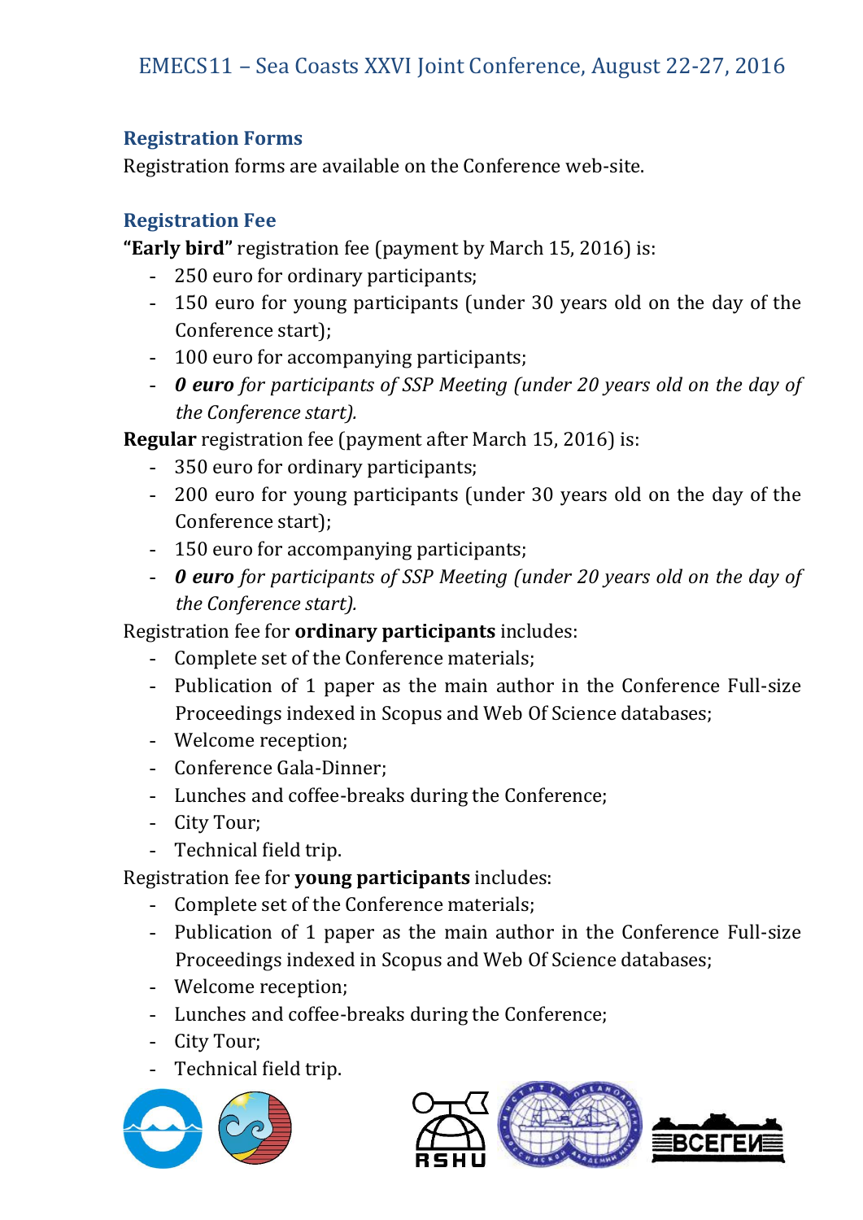## Registration Forms

Registration forms are available on the Conference web-site.

## Registration Fee

**"Early bird"** registration fee (payment by March 15, 2016) is:

- 250 euro for ordinary participants;
- 150 euro for young participants (under 30 years old on the day of the Conference start);
- 100 euro for accompanying participants;
- ***0 euro*** *for participants of SSP Meeting (under 20 years old on the day of the Conference start).*

**Regular** registration fee (payment after March 15, 2016) is:

- 350 euro for ordinary participants;
- 200 euro for young participants (under 30 years old on the day of the Conference start);
- 150 euro for accompanying participants;
- ***0 euro*** *for participants of SSP Meeting (under 20 years old on the day of the Conference start).*

Registration fee for **ordinary participants** includes:

- Complete set of the Conference materials;
- Publication of 1 paper as the main author in the Conference Full-size Proceedings indexed in Scopus and Web Of Science databases;
- Welcome reception;
- Conference Gala-Dinner;
- Lunches and coffee-breaks during the Conference;
- City Tour;
- Technical field trip.

Registration fee for **young participants** includes:

- Complete set of the Conference materials;
- Publication of 1 paper as the main author in the Conference Full-size Proceedings indexed in Scopus and Web Of Science databases;
- Welcome reception;
- Lunches and coffee-breaks during the Conference;
- City Tour;
- Technical field trip.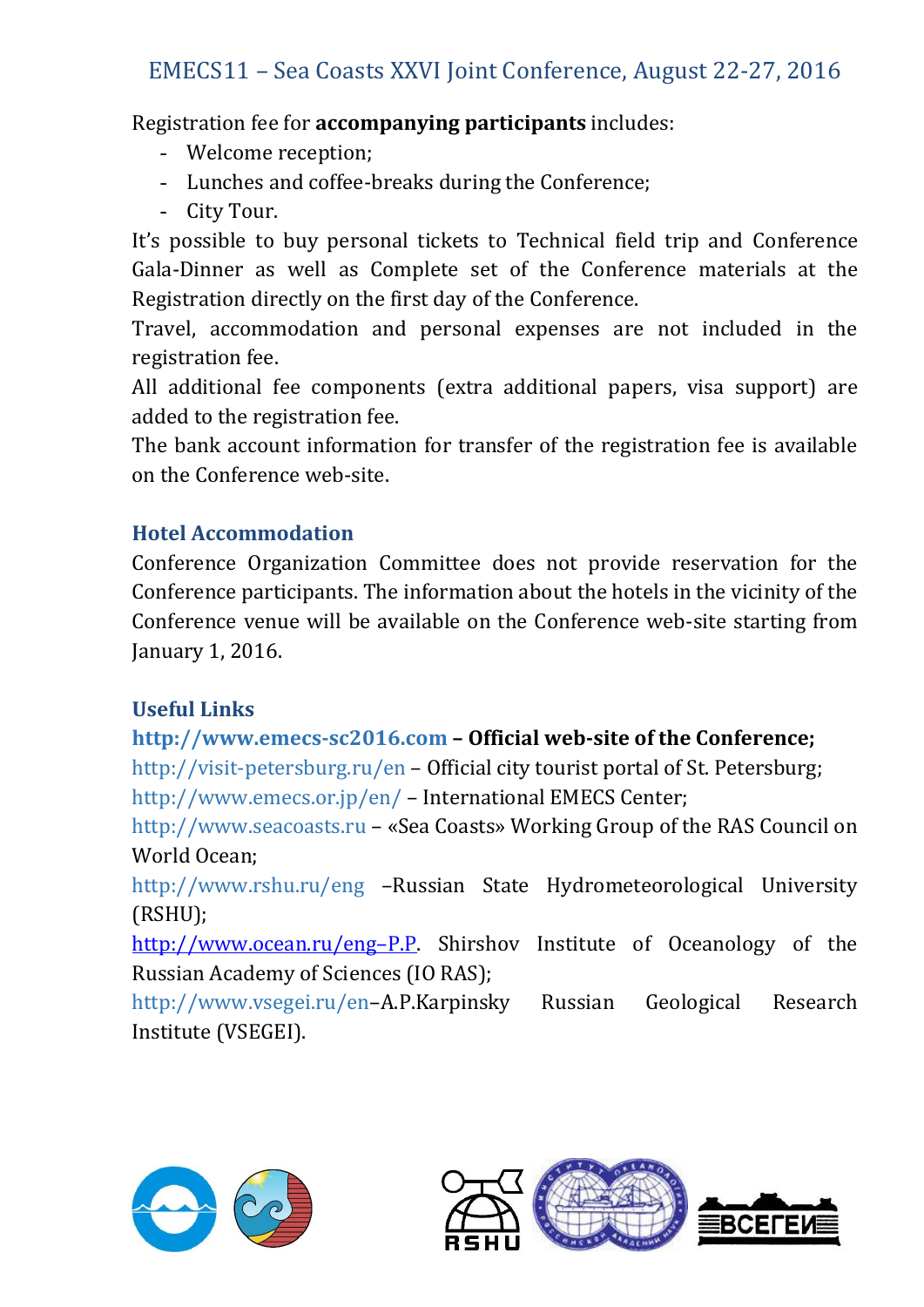Registration fee for **accompanying participants** includes:

- Welcome reception;
- Lunches and coffee-breaks during the Conference;
- City Tour.

It's possible to buy personal tickets to Technical field trip and Conference Gala-Dinner as well as Complete set of the Conference materials at the Registration directly on the first day of the Conference.

Travel, accommodation and personal expenses are not included in the registration fee.

All additional fee components (extra additional papers, visa support) are added to the registration fee.

The bank account information for transfer of the registration fee is available on the Conference web-site.

## Hotel Accommodation

Conference Organization Committee does not provide reservation for the Conference participants. The information about the hotels in the vicinity of the Conference venue will be available on the Conference web-site starting from January 1, 2016.

## Useful Links

**http://www.emecs-sc2016.com – Official web-site of the Conference;**
http://visit-petersburg.ru/en – Official city tourist portal of St. Petersburg;
http://www.emecs.or.jp/en/ – International EMECS Center;
http://www.seacoasts.ru – «Sea Coasts» Working Group of the RAS Council on World Ocean;
http://www.rshu.ru/eng –Russian State Hydrometeorological University (RSHU);
http://www.ocean.ru/eng–P.P. Shirshov Institute of Oceanology of the Russian Academy of Sciences (IO RAS);
http://www.vsegei.ru/en–A.P.Karpinsky Russian Geological Research Institute (VSEGEI).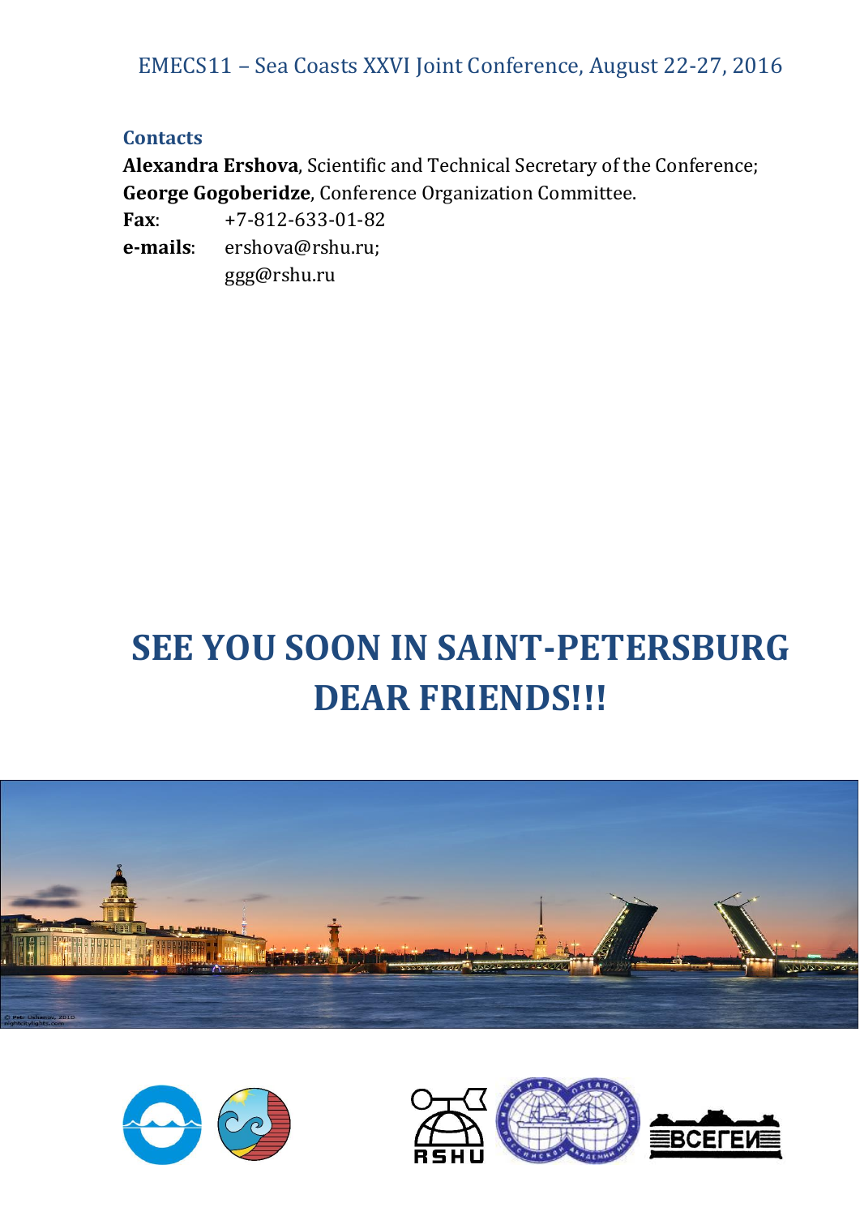## Contacts

**Alexandra Ershova**, Scientific and Technical Secretary of the Conference;
**George Gogoberidze**, Conference Organization Committee.

**Fax**: +7-812-633-01-82
**e-mails**: ershova@rshu.ru;
ggg@rshu.ru

# SEE YOU SOON IN SAINT-PETERSBURG DEAR FRIENDS!!!